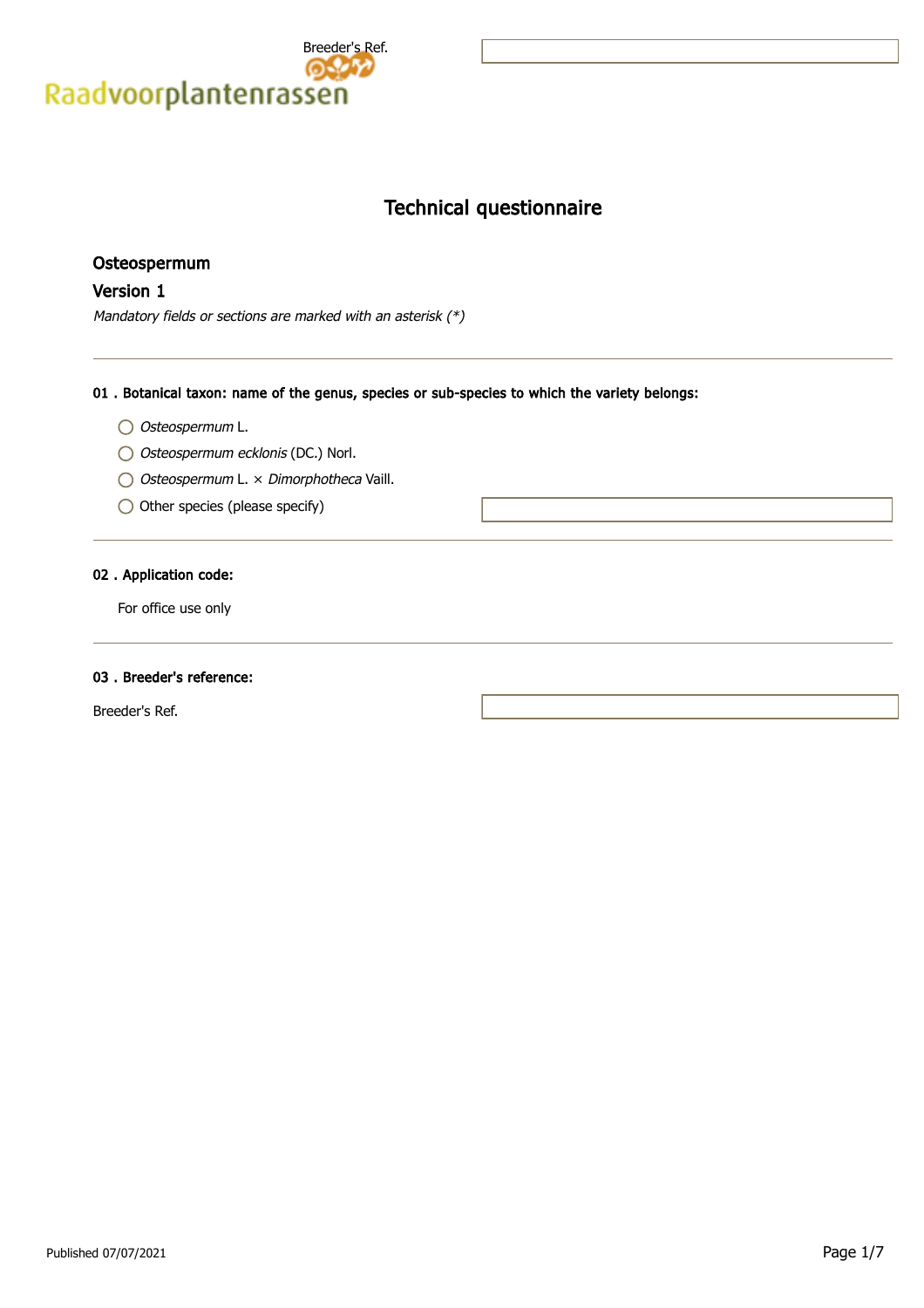Breeder's Ref.

Raadvoorplantenrassen

# Technical questionnaire

## Osteospermum

## Version 1

*Mandatory fields or sections are marked with an asterisk (*)*

---

### 01 . Botanical taxon: name of the genus, species or sub-species to which the variety belongs:

- ◯ *Osteospermum* L.
- ◯ *Osteospermum ecklonis* (DC.) Norl.
- ◯ *Osteospermum* L. × *Dimorphotheca* Vaill.
- ◯ Other species (please specify)

---

### 02 . Application code:

For office use only

---

### 03 . Breeder's reference:

Breeder's Ref.

Published 07/07/2021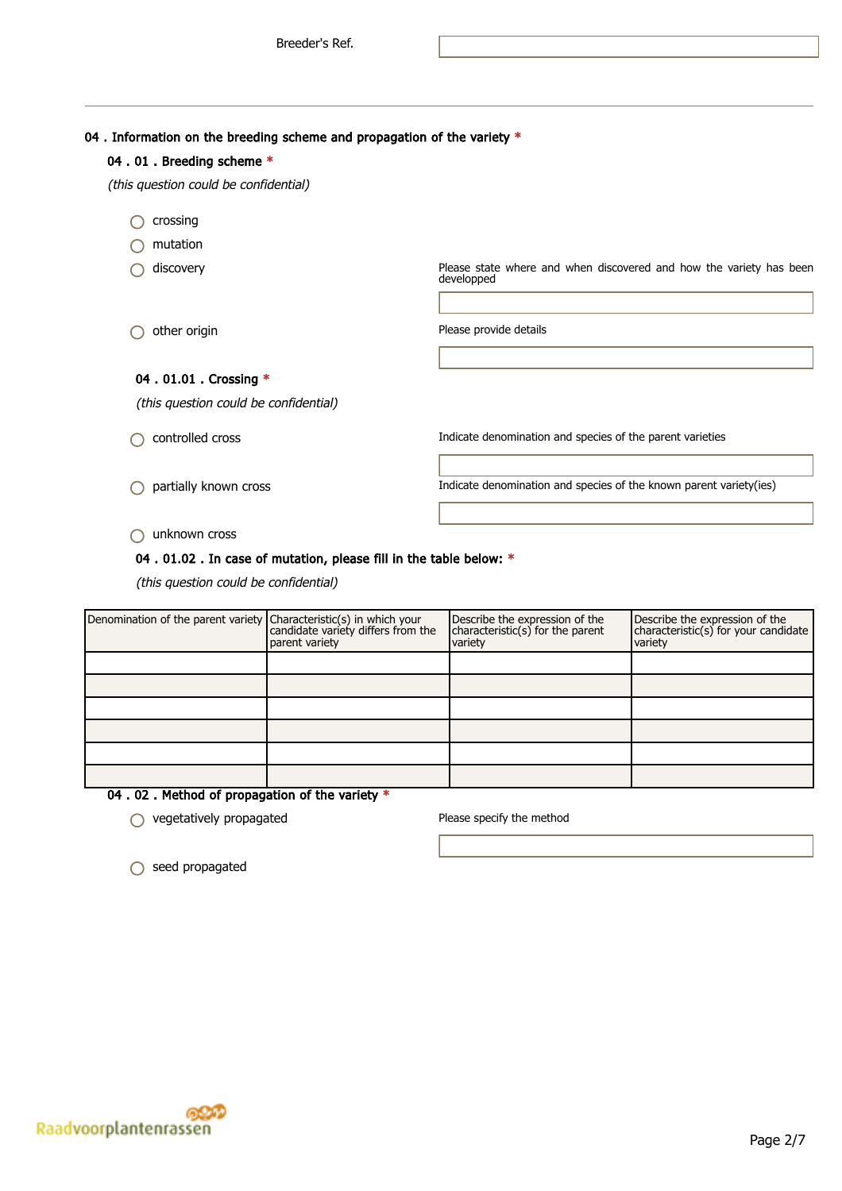Breeder's Ref.

---

### 04 . Information on the breeding scheme and propagation of the variety *

#### 04 . 01 . Breeding scheme *

*(this question could be confidential)*

- ◯ crossing
- ◯ mutation
- ◯ discovery — Please state where and when discovered and how the variety has been developped
- ◯ other origin — Please provide details

##### 04 . 01.01 . Crossing *

*(this question could be confidential)*

- ◯ controlled cross — Indicate denomination and species of the parent varieties
- ◯ partially known cross — Indicate denomination and species of the known parent variety(ies)
- ◯ unknown cross

##### 04 . 01.02 . In case of mutation, please fill in the table below: *

*(this question could be confidential)*

| Denomination of the parent variety | Characteristic(s) in which your candidate variety differs from the parent variety | Describe the expression of the characteristic(s) for the parent variety | Describe the expression of the characteristic(s) for your candidate variety |
|---|---|---|---|
| | | | |
| | | | |
| | | | |
| | | | |
| | | | |
| | | | |

#### 04 . 02 . Method of propagation of the variety *

- ◯ vegetatively propagated — Please specify the method
- ◯ seed propagated

Raadvoorplantenrassen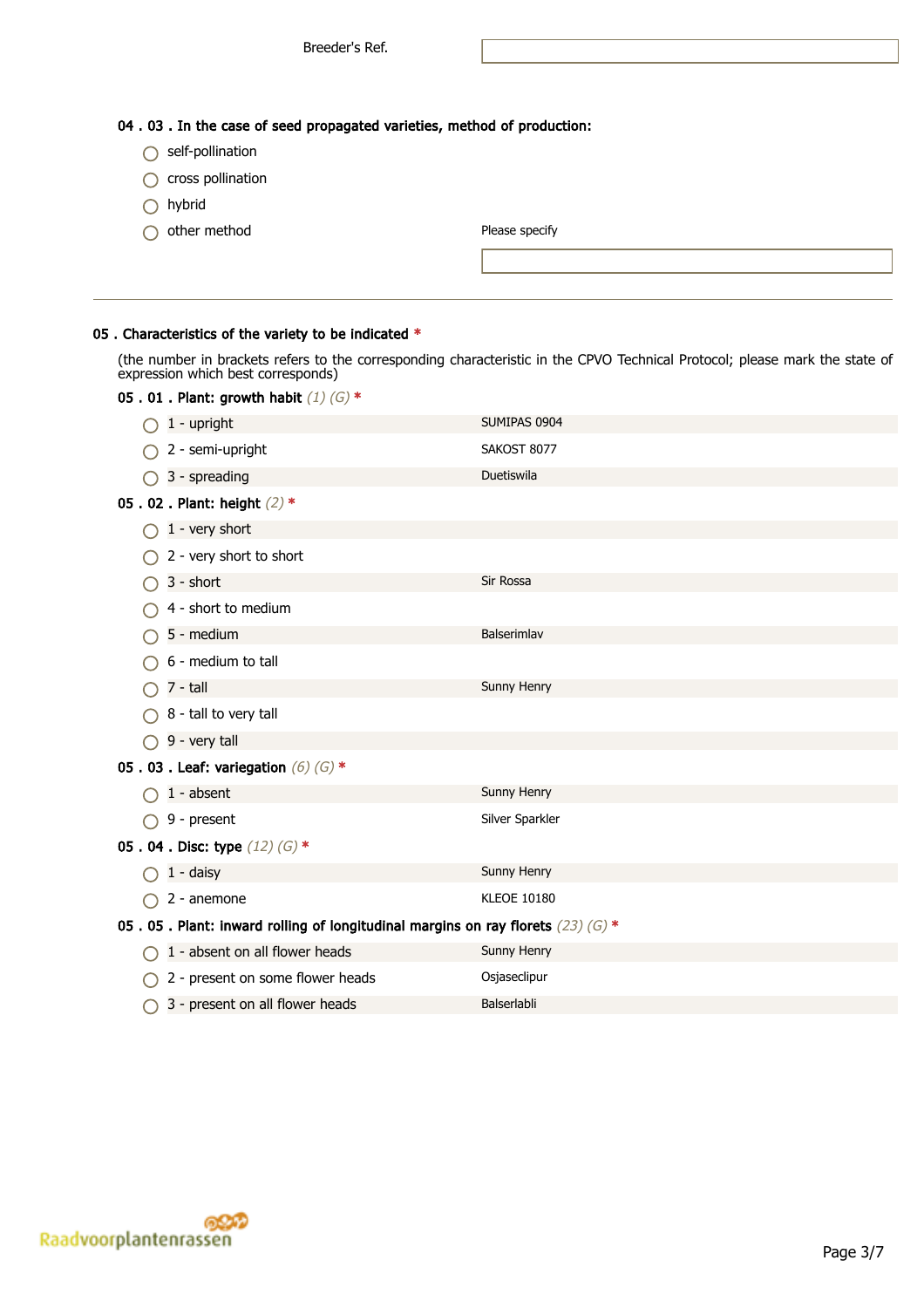Breeder's Ref.

**04 . 03 . In the case of seed propagated varieties, method of production:**

- ◯ self-pollination
- ◯ cross pollination
- ◯ hybrid
- ◯ other method — Please specify

---

**05 . Characteristics of the variety to be indicated** *

(the number in brackets refers to the corresponding characteristic in the CPVO Technical Protocol; please mark the state of expression which best corresponds)

**05 . 01 . Plant: growth habit** *(1) (G)* *

| | |
|---|---|
| ◯ 1 - upright | SUMIPAS 0904 |
| ◯ 2 - semi-upright | SAKOST 8077 |
| ◯ 3 - spreading | Duetiswila |

**05 . 02 . Plant: height** *(2)* *

| | |
|---|---|
| ◯ 1 - very short | |
| ◯ 2 - very short to short | |
| ◯ 3 - short | Sir Rossa |
| ◯ 4 - short to medium | |
| ◯ 5 - medium | Balserimlav |
| ◯ 6 - medium to tall | |
| ◯ 7 - tall | Sunny Henry |
| ◯ 8 - tall to very tall | |
| ◯ 9 - very tall | |

**05 . 03 . Leaf: variegation** *(6) (G)* *

| | |
|---|---|
| ◯ 1 - absent | Sunny Henry |
| ◯ 9 - present | Silver Sparkler |

**05 . 04 . Disc: type** *(12) (G)* *

| | |
|---|---|
| ◯ 1 - daisy | Sunny Henry |
| ◯ 2 - anemone | KLEOE 10180 |

**05 . 05 . Plant: inward rolling of longitudinal margins on ray florets** *(23) (G)* *

| | |
|---|---|
| ◯ 1 - absent on all flower heads | Sunny Henry |
| ◯ 2 - present on some flower heads | Osjaseclipur |
| ◯ 3 - present on all flower heads | Balserlabli |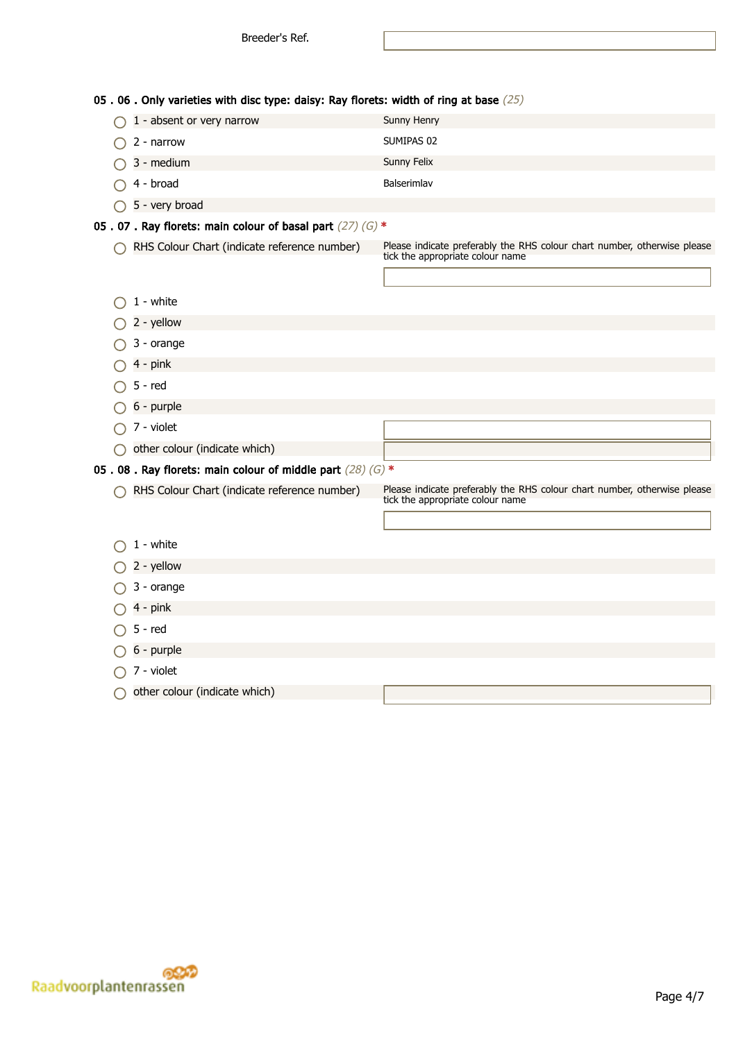Breeder's Ref.

**05 . 06 . Only varieties with disc type: daisy: Ray florets: width of ring at base** *(25)*

| | |
|---|---|
| 1 - absent or very narrow | Sunny Henry |
| 2 - narrow | SUMIPAS 02 |
| 3 - medium | Sunny Felix |
| 4 - broad | Balserimlav |
| 5 - very broad | |

**05 . 07 . Ray florets: main colour of basal part** *(27) (G)* *

- RHS Colour Chart (indicate reference number) — Please indicate preferably the RHS colour chart number, otherwise please tick the appropriate colour name
- 1 - white
- 2 - yellow
- 3 - orange
- 4 - pink
- 5 - red
- 6 - purple
- 7 - violet
- other colour (indicate which)

**05 . 08 . Ray florets: main colour of middle part** *(28) (G)* *

- RHS Colour Chart (indicate reference number) — Please indicate preferably the RHS colour chart number, otherwise please tick the appropriate colour name
- 1 - white
- 2 - yellow
- 3 - orange
- 4 - pink
- 5 - red
- 6 - purple
- 7 - violet
- other colour (indicate which)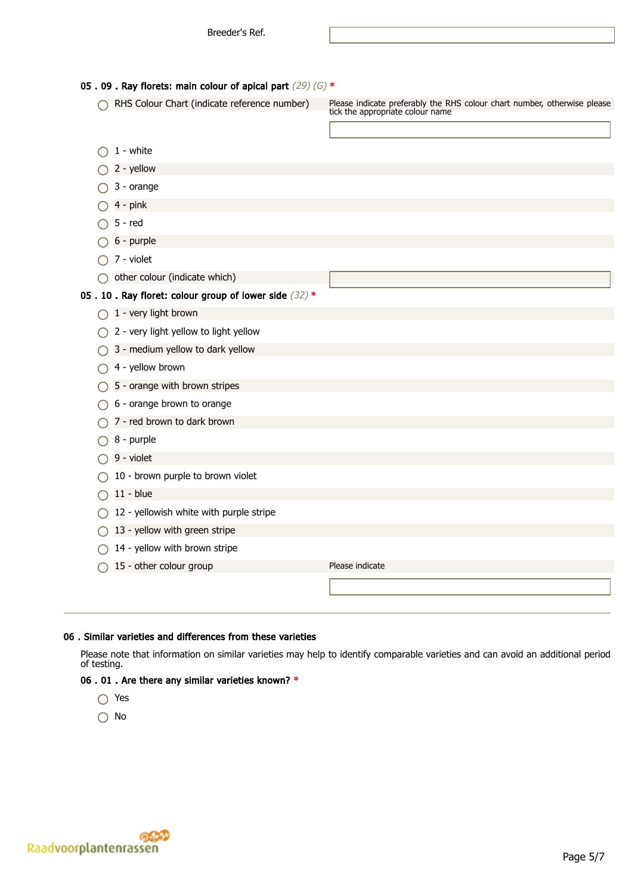Breeder's Ref.

**05 . 09 . Ray florets: main colour of apical part** *(29) (G)* *

- ◯ RHS Colour Chart (indicate reference number) — Please indicate preferably the RHS colour chart number, otherwise please tick the appropriate colour name
- ◯ 1 - white
- ◯ 2 - yellow
- ◯ 3 - orange
- ◯ 4 - pink
- ◯ 5 - red
- ◯ 6 - purple
- ◯ 7 - violet
- ◯ other colour (indicate which)

**05 . 10 . Ray floret: colour group of lower side** *(32)* *

- ◯ 1 - very light brown
- ◯ 2 - very light yellow to light yellow
- ◯ 3 - medium yellow to dark yellow
- ◯ 4 - yellow brown
- ◯ 5 - orange with brown stripes
- ◯ 6 - orange brown to orange
- ◯ 7 - red brown to dark brown
- ◯ 8 - purple
- ◯ 9 - violet
- ◯ 10 - brown purple to brown violet
- ◯ 11 - blue
- ◯ 12 - yellowish white with purple stripe
- ◯ 13 - yellow with green stripe
- ◯ 14 - yellow with brown stripe
- ◯ 15 - other colour group — Please indicate

---

## 06 . Similar varieties and differences from these varieties

Please note that information on similar varieties may help to identify comparable varieties and can avoid an additional period of testing.

**06 . 01 . Are there any similar varieties known?** *

- ◯ Yes
- ◯ No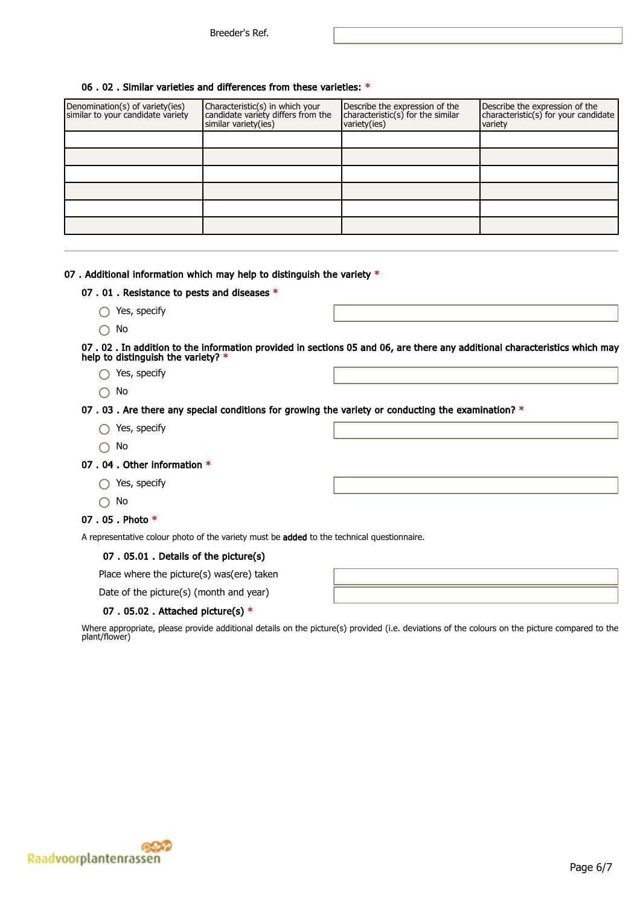Breeder's Ref.

### 06 . 02 . Similar varieties and differences from these varieties: *

| Denomination(s) of variety(ies) similar to your candidate variety | Characteristic(s) in which your candidate variety differs from the similar variety(ies) | Describe the expression of the characteristic(s) for the similar variety(ies) | Describe the expression of the characteristic(s) for your candidate variety |
|---|---|---|---|
| | | | |
| | | | |
| | | | |
| | | | |
| | | | |
| | | | |

---

## 07 . Additional information which may help to distinguish the variety *

### 07 . 01 . Resistance to pests and diseases *

- ◯ Yes, specify
- ◯ No

### 07 . 02 . In addition to the information provided in sections 05 and 06, are there any additional characteristics which may help to distinguish the variety? *

- ◯ Yes, specify
- ◯ No

### 07 . 03 . Are there any special conditions for growing the variety or conducting the examination? *

- ◯ Yes, specify
- ◯ No

### 07 . 04 . Other information *

- ◯ Yes, specify
- ◯ No

### 07 . 05 . Photo *

A representative colour photo of the variety must be **added** to the technical questionnaire.

#### 07 . 05.01 . Details of the picture(s)

Place where the picture(s) was(ere) taken

Date of the picture(s) (month and year)

#### 07 . 05.02 . Attached picture(s) *

Where appropriate, please provide additional details on the picture(s) provided (i.e. deviations of the colours on the picture compared to the plant/flower)

Raadvoorplantenrassen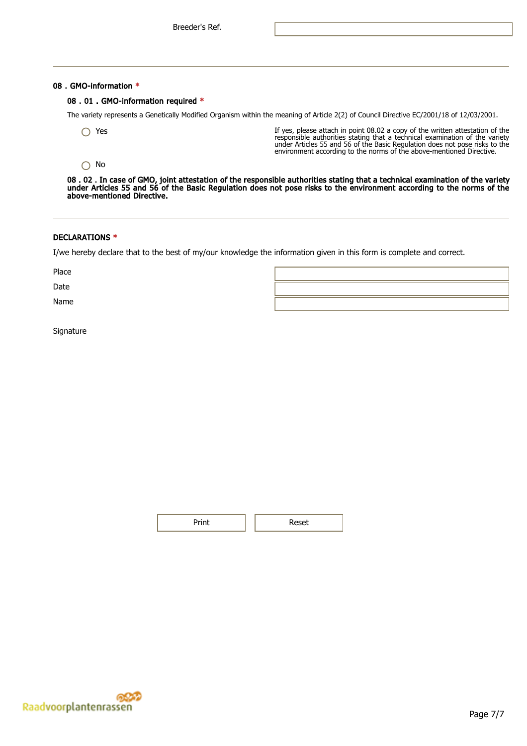Breeder's Ref.

---

### 08 . GMO-information *

#### 08 . 01 . GMO-information required *

The variety represents a Genetically Modified Organism within the meaning of Article 2(2) of Council Directive EC/2001/18 of 12/03/2001.

- ◯ Yes
- ◯ No

If yes, please attach in point 08.02 a copy of the written attestation of the responsible authorities stating that a technical examination of the variety under Articles 55 and 56 of the Basic Regulation does not pose risks to the environment according to the norms of the above-mentioned Directive.

**08 . 02 . In case of GMO, joint attestation of the responsible authorities stating that a technical examination of the variety under Articles 55 and 56 of the Basic Regulation does not pose risks to the environment according to the norms of the above-mentioned Directive.**

---

### DECLARATIONS *

I/we hereby declare that to the best of my/our knowledge the information given in this form is complete and correct.

Place

Date

Name

Signature

Print | Reset

Raadvoorplantenrassen